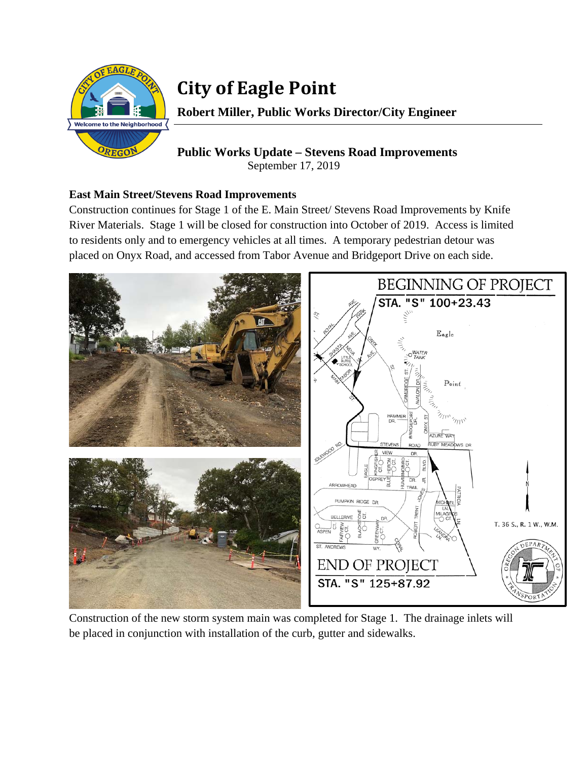# City of Eagle Point

**Robert Miller, Public Works Director/City Engineer**

**Public Works Update – Stevens Road Improvements**

September 17, 2019

## East Main Street/Stevens Road Improvements

Construction continues for Stage 1 of the E. Main Street/ Stevens Road Improvements by Knife River Materials. Stage 1 will be closed for construction into October of 2019. Access is limited to residents only and to emergency vehicles at all times. A temporary pedestrian detour was placed on Onyx Road, and accessed from Tabor Avenue and Bridgeport Drive on each side.

Construction of the new storm system main was completed for Stage 1. The drainage inlets will be placed in conjunction with installation of the curb, gutter and sidewalks.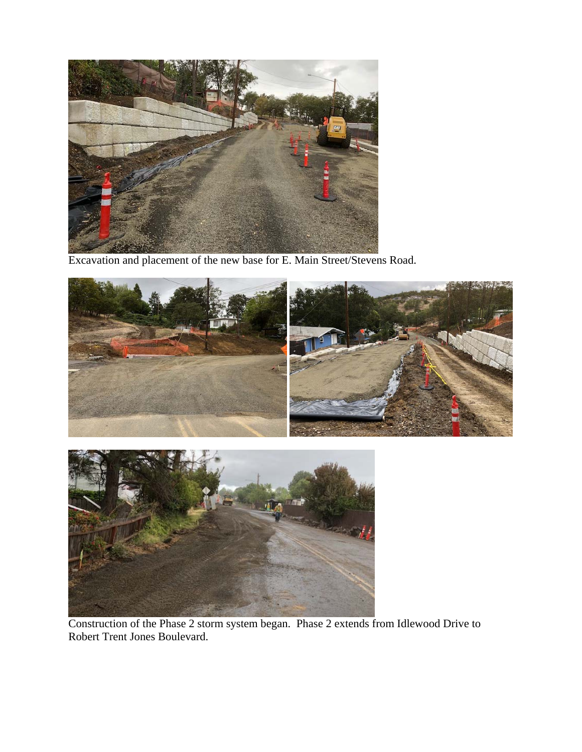Excavation and placement of the new base for E. Main Street/Stevens Road.

Construction of the Phase 2 storm system began. Phase 2 extends from Idlewood Drive to Robert Trent Jones Boulevard.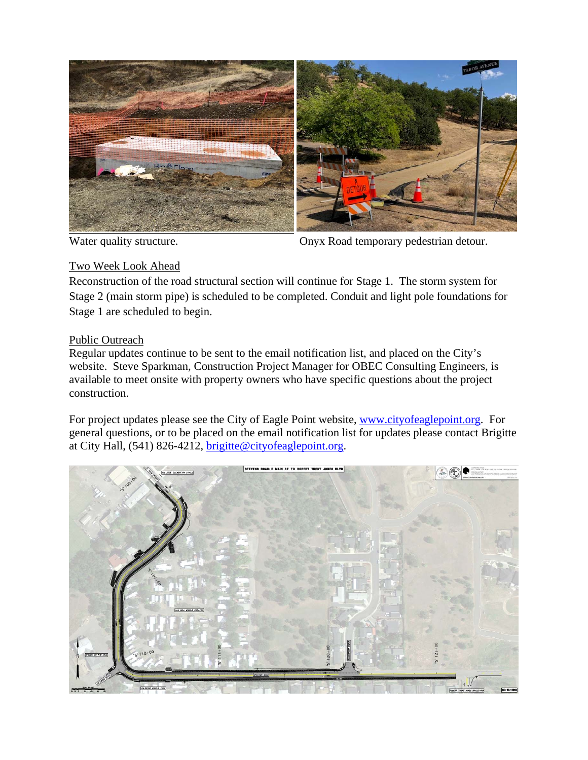Water quality structure.

Onyx Road temporary pedestrian detour.

## Two Week Look Ahead

Reconstruction of the road structural section will continue for Stage 1. The storm system for Stage 2 (main storm pipe) is scheduled to be completed. Conduit and light pole foundations for Stage 1 are scheduled to begin.

## Public Outreach

Regular updates continue to be sent to the email notification list, and placed on the City's website. Steve Sparkman, Construction Project Manager for OBEC Consulting Engineers, is available to meet onsite with property owners who have specific questions about the project construction.

For project updates please see the City of Eagle Point website, [www.cityofeaglepoint.org](http://www.cityofeaglepoint.org). For general questions, or to be placed on the email notification list for updates please contact Brigitte at City Hall, (541) 826-4212, [brigitte@cityofeaglepoint.org](mailto:brigitte@cityofeaglepoint.org).